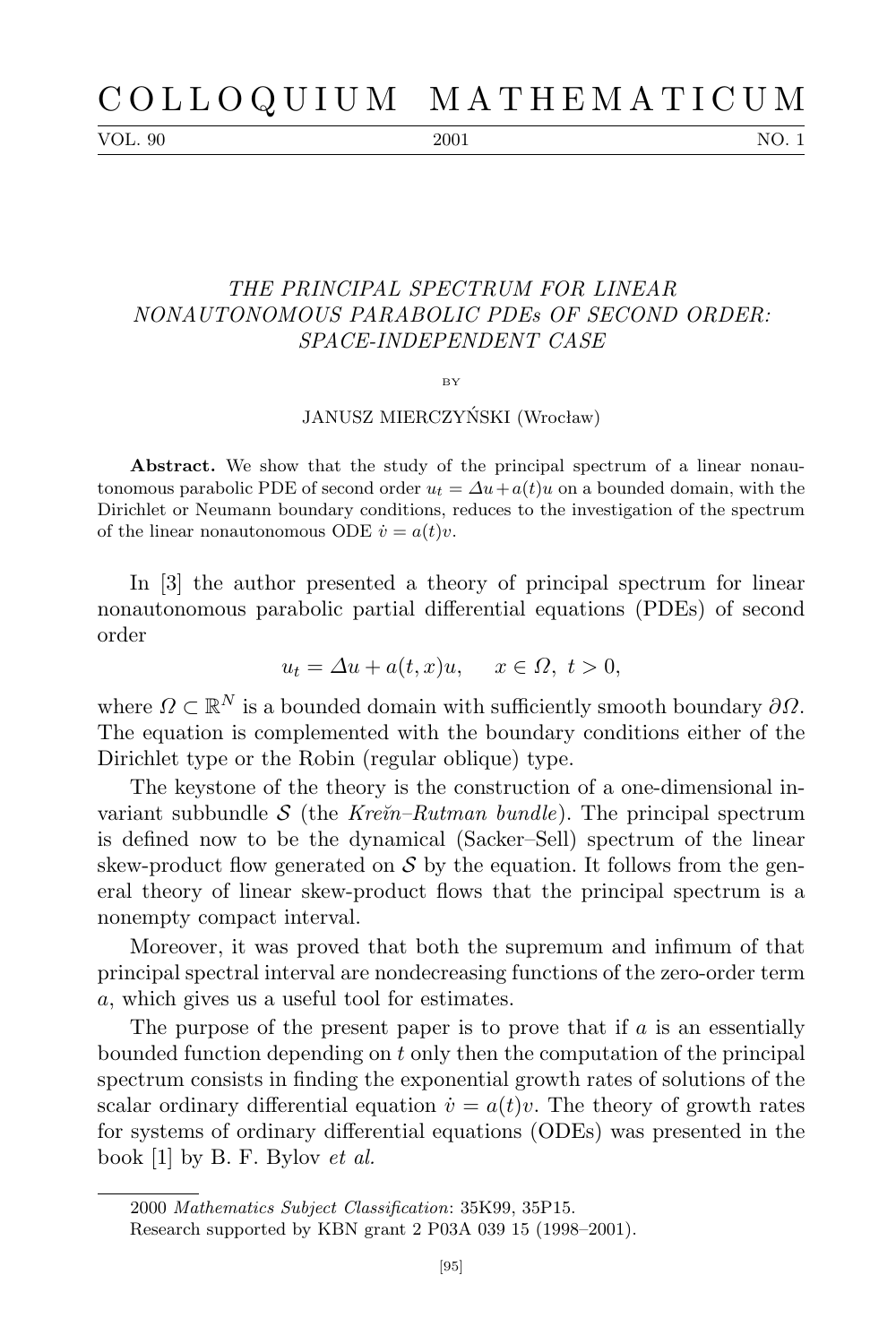# THE PRINCIPAL SPECTRUM FOR LINEAR NONAUTONOMOUS PARABOLIC PDEs OF SECOND ORDER: SPACE-INDEPENDENT CASE

BY

JANUSZ MIERCZYŃSKI (Wrocław)

**Abstract.** We show that the study of the principal spectrum of a linear nonautonomous parabolic PDE of second order $u_t = \Delta u + a(t)u$ on a bounded domain, with the Dirichlet or Neumann boundary conditions, reduces to the investigation of the spectrum of the linear nonautonomous ODE $\dot{v} = a(t)v$.

In [3] the author presented a theory of principal spectrum for linear nonautonomous parabolic partial differential equations (PDEs) of second order

$$u_t = \Delta u + a(t,x)u, \quad x \in \Omega,\ t > 0,$$

where $\Omega \subset \mathbb{R}^N$ is a bounded domain with sufficiently smooth boundary $\partial\Omega$. The equation is complemented with the boundary conditions either of the Dirichlet type or the Robin (regular oblique) type.

The keystone of the theory is the construction of a one-dimensional invariant subbundle $\mathcal{S}$ (the *Kreĭn–Rutman bundle*). The principal spectrum is defined now to be the dynamical (Sacker–Sell) spectrum of the linear skew-product flow generated on $\mathcal{S}$ by the equation. It follows from the general theory of linear skew-product flows that the principal spectrum is a nonempty compact interval.

Moreover, it was proved that both the supremum and infimum of that principal spectral interval are nondecreasing functions of the zero-order term $a$, which gives us a useful tool for estimates.

The purpose of the present paper is to prove that if $a$ is an essentially bounded function depending on $t$ only then the computation of the principal spectrum consists in finding the exponential growth rates of solutions of the scalar ordinary differential equation $\dot{v} = a(t)v$. The theory of growth rates for systems of ordinary differential equations (ODEs) was presented in the book [1] by B. F. Bylov *et al.*

2000 *Mathematics Subject Classification*: 35K99, 35P15.

Research supported by KBN grant 2 P03A 039 15 (1998–2001).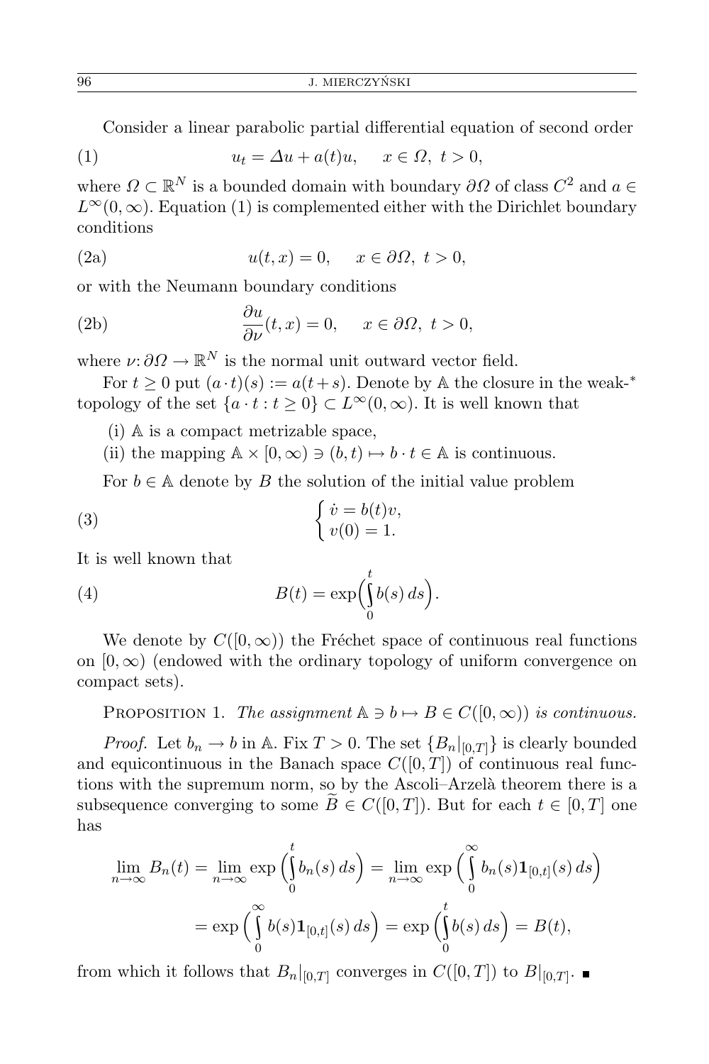Consider a linear parabolic partial differential equation of second order

$$u_t = \Delta u + a(t)u, \quad x \in \Omega,\ t > 0, \tag{1}$$

where $\Omega \subset \mathbb{R}^N$ is a bounded domain with boundary $\partial\Omega$ of class $C^2$ and $a \in L^\infty(0,\infty)$. Equation (1) is complemented either with the Dirichlet boundary conditions

$$u(t,x) = 0, \quad x \in \partial\Omega,\ t > 0, \tag{2a}$$

or with the Neumann boundary conditions

$$\frac{\partial u}{\partial \nu}(t,x) = 0, \quad x \in \partial\Omega,\ t > 0, \tag{2b}$$

where $\nu\colon \partial\Omega \to \mathbb{R}^N$ is the normal unit outward vector field.

For $t \geq 0$ put $(a \cdot t)(s) := a(t+s)$. Denote by $\mathbb{A}$ the closure in the weak-* topology of the set $\{a \cdot t : t \geq 0\} \subset L^\infty(0,\infty)$. It is well known that

(i) $\mathbb{A}$ is a compact metrizable space,

(ii) the mapping $\mathbb{A} \times [0,\infty) \ni (b,t) \mapsto b \cdot t \in \mathbb{A}$ is continuous.

For $b \in \mathbb{A}$ denote by $B$ the solution of the initial value problem

$$\begin{cases} \dot{v} = b(t)v, \\ v(0) = 1. \end{cases} \tag{3}$$

It is well known that

$$B(t) = \exp\Big(\int_0^t b(s)\,ds\Big). \tag{4}$$

We denote by $C([0,\infty))$ the Fréchet space of continuous real functions on $[0,\infty)$ (endowed with the ordinary topology of uniform convergence on compact sets).

Proposition 1. *The assignment $\mathbb{A} \ni b \mapsto B \in C([0,\infty))$ is continuous.*

*Proof.* Let $b_n \to b$ in $\mathbb{A}$. Fix $T > 0$. The set $\{B_n|_{[0,T]}\}$ is clearly bounded and equicontinuous in the Banach space $C([0,T])$ of continuous real functions with the supremum norm, so by the Ascoli–Arzelà theorem there is a subsequence converging to some $\widetilde{B} \in C([0,T])$. But for each $t \in [0,T]$ one has

$$\lim_{n\to\infty} B_n(t) = \lim_{n\to\infty} \exp\Big(\int_0^t b_n(s)\,ds\Big) = \lim_{n\to\infty} \exp\Big(\int_0^\infty b_n(s)\mathbf{1}_{[0,t]}(s)\,ds\Big)$$

$$= \exp\Big(\int_0^\infty b(s)\mathbf{1}_{[0,t]}(s)\,ds\Big) = \exp\Big(\int_0^t b(s)\,ds\Big) = B(t),$$

from which it follows that $B_n|_{[0,T]}$ converges in $C([0,T])$ to $B|_{[0,T]}$. ∎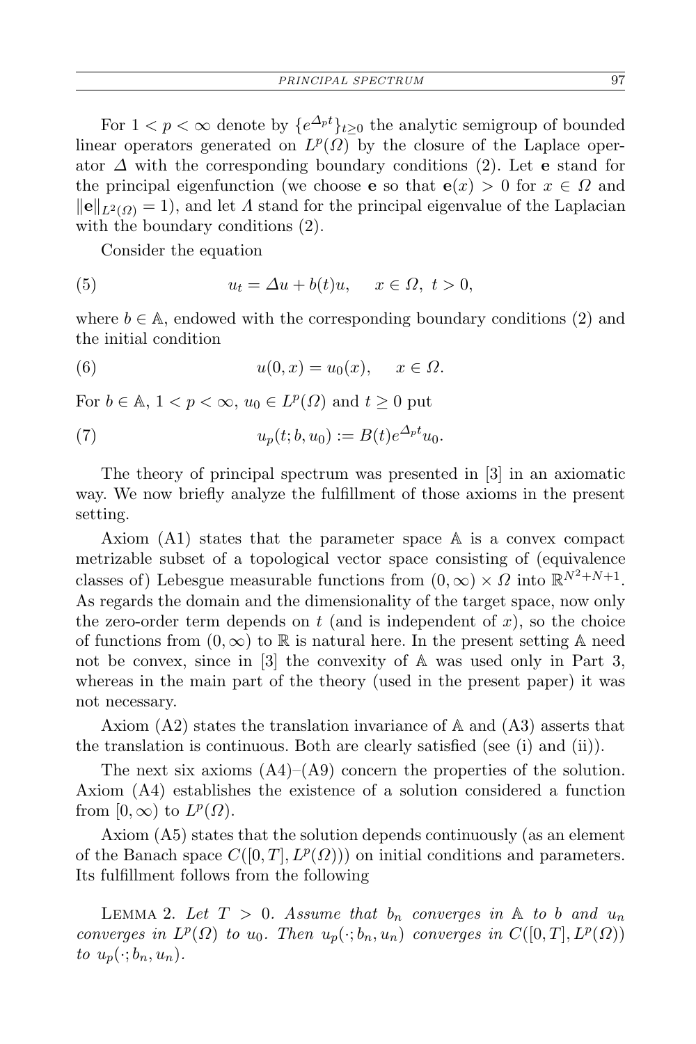For $1 < p < \infty$ denote by $\{e^{\Delta_p t}\}_{t \geq 0}$ the analytic semigroup of bounded linear operators generated on $L^p(\Omega)$ by the closure of the Laplace operator $\Delta$ with the corresponding boundary conditions (2). Let $\mathbf{e}$ stand for the principal eigenfunction (we choose $\mathbf{e}$ so that $\mathbf{e}(x) > 0$ for $x \in \Omega$ and $\|\mathbf{e}\|_{L^2(\Omega)} = 1$), and let $\Lambda$ stand for the principal eigenvalue of the Laplacian with the boundary conditions (2).

Consider the equation

$$u_t = \Delta u + b(t)u, \quad x \in \Omega, \ t > 0, \tag{5}$$

where $b \in \mathbb{A}$, endowed with the corresponding boundary conditions (2) and the initial condition

$$u(0, x) = u_0(x), \quad x \in \Omega. \tag{6}$$

For $b \in \mathbb{A}$, $1 < p < \infty$, $u_0 \in L^p(\Omega)$ and $t \geq 0$ put

$$u_p(t; b, u_0) := B(t) e^{\Delta_p t} u_0. \tag{7}$$

The theory of principal spectrum was presented in [3] in an axiomatic way. We now briefly analyze the fulfillment of those axioms in the present setting.

Axiom (A1) states that the parameter space $\mathbb{A}$ is a convex compact metrizable subset of a topological vector space consisting of (equivalence classes of) Lebesgue measurable functions from $(0, \infty) \times \Omega$ into $\mathbb{R}^{N^2+N+1}$. As regards the domain and the dimensionality of the target space, now only the zero-order term depends on $t$ (and is independent of $x$), so the choice of functions from $(0, \infty)$ to $\mathbb{R}$ is natural here. In the present setting $\mathbb{A}$ need not be convex, since in [3] the convexity of $\mathbb{A}$ was used only in Part 3, whereas in the main part of the theory (used in the present paper) it was not necessary.

Axiom (A2) states the translation invariance of $\mathbb{A}$ and (A3) asserts that the translation is continuous. Both are clearly satisfied (see (i) and (ii)).

The next six axioms (A4)–(A9) concern the properties of the solution. Axiom (A4) establishes the existence of a solution considered a function from $[0, \infty)$ to $L^p(\Omega)$.

Axiom (A5) states that the solution depends continuously (as an element of the Banach space $C([0, T], L^p(\Omega))$) on initial conditions and parameters. Its fulfillment follows from the following

Lemma 2. *Let $T > 0$. Assume that $b_n$ converges in $\mathbb{A}$ to $b$ and $u_n$ converges in $L^p(\Omega)$ to $u_0$. Then $u_p(\cdot; b_n, u_n)$ converges in $C([0, T], L^p(\Omega))$ to $u_p(\cdot; b_n, u_n)$.*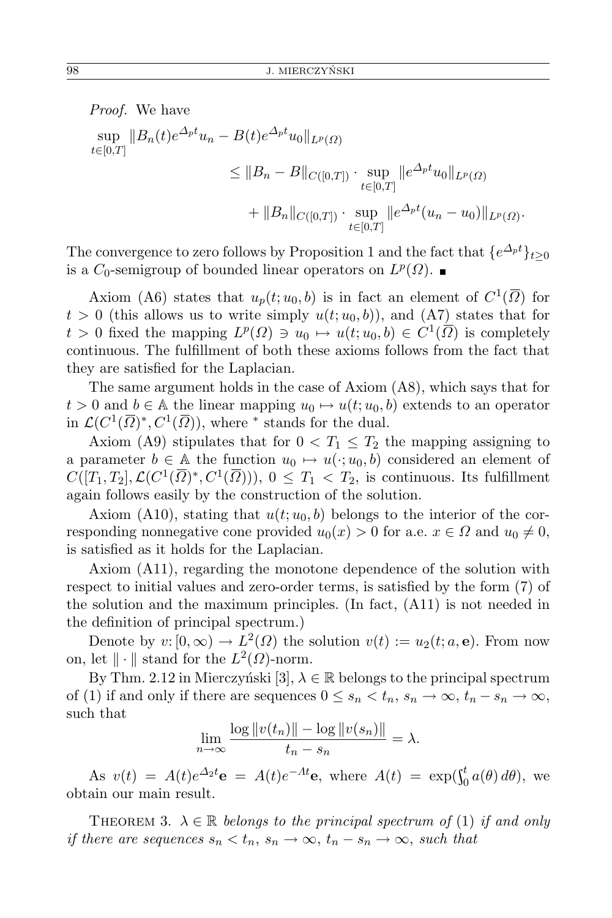*Proof.* We have

$$
\begin{aligned}
\sup_{t\in[0,T]} \|B_n(t)e^{\Delta_p t}u_n - B(t)e^{\Delta_p t}u_0\|_{L^p(\Omega)} \\
&\le \|B_n - B\|_{C([0,T])} \cdot \sup_{t\in[0,T]} \|e^{\Delta_p t}u_0\|_{L^p(\Omega)} \\
&\quad + \|B_n\|_{C([0,T])} \cdot \sup_{t\in[0,T]} \|e^{\Delta_p t}(u_n - u_0)\|_{L^p(\Omega)}.
\end{aligned}
$$

The convergence to zero follows by Proposition 1 and the fact that $\{e^{\Delta_p t}\}_{t\ge 0}$ is a $C_0$-semigroup of bounded linear operators on $L^p(\Omega)$. ∎

Axiom (A6) states that $u_p(t;u_0,b)$ is in fact an element of $C^1(\overline{\Omega})$ for $t > 0$ (this allows us to write simply $u(t;u_0,b)$), and (A7) states that for $t > 0$ fixed the mapping $L^p(\Omega) \ni u_0 \mapsto u(t;u_0,b) \in C^1(\overline{\Omega})$ is completely continuous. The fulfillment of both these axioms follows from the fact that they are satisfied for the Laplacian.

The same argument holds in the case of Axiom (A8), which says that for $t > 0$ and $b \in \mathbb{A}$ the linear mapping $u_0 \mapsto u(t;u_0,b)$ extends to an operator in $\mathcal{L}(C^1(\overline{\Omega})^*, C^1(\overline{\Omega}))$, where $^*$ stands for the dual.

Axiom (A9) stipulates that for $0 < T_1 \le T_2$ the mapping assigning to a parameter $b \in \mathbb{A}$ the function $u_0 \mapsto u(\cdot;u_0,b)$ considered an element of $C([T_1,T_2], \mathcal{L}(C^1(\overline{\Omega})^*, C^1(\overline{\Omega})))$, $0 \le T_1 < T_2$, is continuous. Its fulfillment again follows easily by the construction of the solution.

Axiom (A10), stating that $u(t;u_0,b)$ belongs to the interior of the corresponding nonnegative cone provided $u_0(x) > 0$ for a.e. $x \in \Omega$ and $u_0 \ne 0$, is satisfied as it holds for the Laplacian.

Axiom (A11), regarding the monotone dependence of the solution with respect to initial values and zero-order terms, is satisfied by the form (7) of the solution and the maximum principles. (In fact, (A11) is not needed in the definition of principal spectrum.)

Denote by $v\colon [0,\infty) \to L^2(\Omega)$ the solution $v(t) := u_2(t;a,\mathbf{e})$. From now on, let $\|\cdot\|$ stand for the $L^2(\Omega)$-norm.

By Thm. 2.12 in Mierczyński [3], $\lambda \in \mathbb{R}$ belongs to the principal spectrum of (1) if and only if there are sequences $0 \le s_n < t_n$, $s_n \to \infty$, $t_n - s_n \to \infty$, such that

$$
\lim_{n\to\infty} \frac{\log\|v(t_n)\| - \log\|v(s_n)\|}{t_n - s_n} = \lambda.
$$

As $v(t) = A(t)e^{\Delta_2 t}\mathbf{e} = A(t)e^{-\Lambda t}\mathbf{e}$, where $A(t) = \exp(\int_0^t a(\theta)\,d\theta)$, we obtain our main result.

THEOREM 3. *$\lambda \in \mathbb{R}$ belongs to the principal spectrum of* (1) *if and only if there are sequences $s_n < t_n$, $s_n \to \infty$, $t_n - s_n \to \infty$, such that*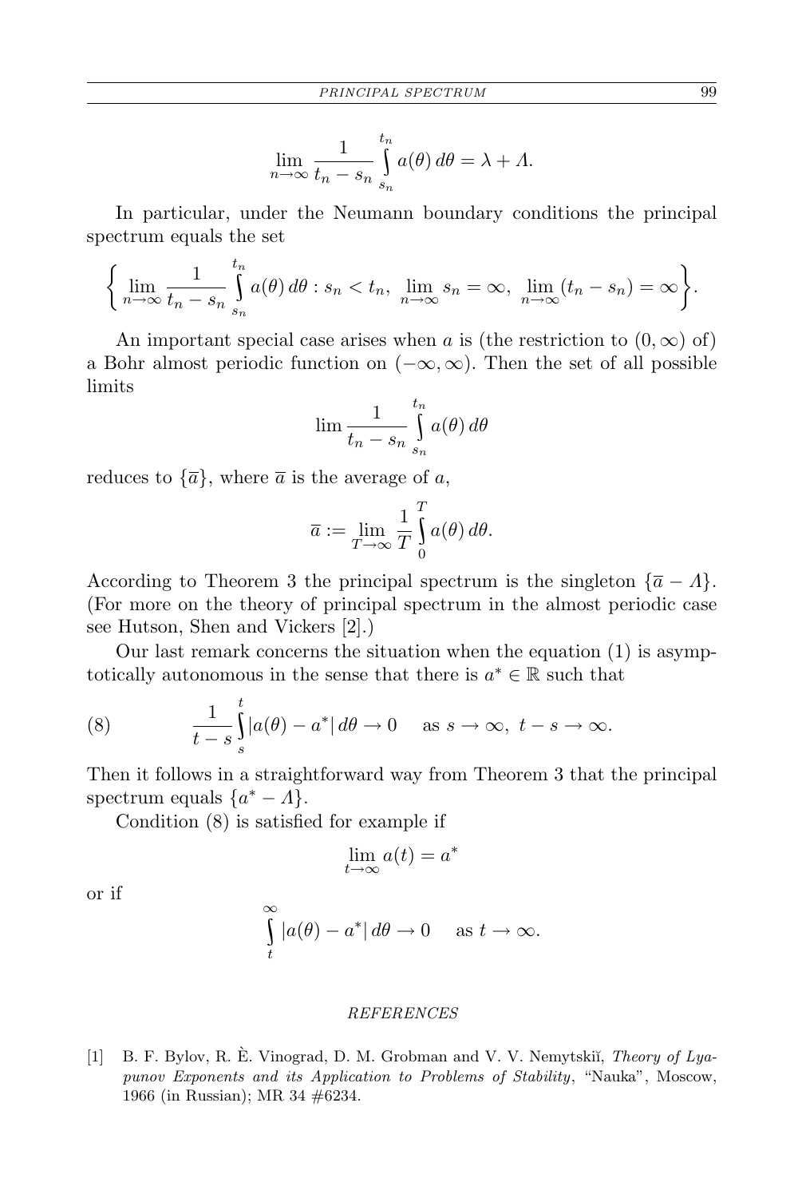$$\lim_{n\to\infty} \frac{1}{t_n - s_n} \int_{s_n}^{t_n} a(\theta)\, d\theta = \lambda + \Lambda.$$

In particular, under the Neumann boundary conditions the principal spectrum equals the set

$$\left\{ \lim_{n\to\infty} \frac{1}{t_n - s_n} \int_{s_n}^{t_n} a(\theta)\, d\theta : s_n < t_n,\ \lim_{n\to\infty} s_n = \infty,\ \lim_{n\to\infty} (t_n - s_n) = \infty \right\}.$$

An important special case arises when $a$ is (the restriction to $(0,\infty)$ of) a Bohr almost periodic function on $(-\infty,\infty)$. Then the set of all possible limits

$$\lim \frac{1}{t_n - s_n} \int_{s_n}^{t_n} a(\theta)\, d\theta$$

reduces to $\{\overline{a}\}$, where $\overline{a}$ is the average of $a$,

$$\overline{a} := \lim_{T\to\infty} \frac{1}{T} \int_0^T a(\theta)\, d\theta.$$

According to Theorem 3 the principal spectrum is the singleton $\{\overline{a} - \Lambda\}$. (For more on the theory of principal spectrum in the almost periodic case see Hutson, Shen and Vickers [2].)

Our last remark concerns the situation when the equation (1) is asymptotically autonomous in the sense that there is $a^* \in \mathbb{R}$ such that

$$\frac{1}{t-s} \int_s^t |a(\theta) - a^*|\, d\theta \to 0 \quad \text{as } s \to \infty,\ t - s \to \infty. \tag{8}$$

Then it follows in a straightforward way from Theorem 3 that the principal spectrum equals $\{a^* - \Lambda\}$.

Condition (8) is satisfied for example if

$$\lim_{t\to\infty} a(t) = a^*$$

or if

$$\int_t^\infty |a(\theta) - a^*|\, d\theta \to 0 \quad \text{as } t \to \infty.$$

## REFERENCES

[1] B. F. Bylov, R. È. Vinograd, D. M. Grobman and V. V. Nemytskiĭ, *Theory of Lyapunov Exponents and its Application to Problems of Stability*, "Nauka", Moscow, 1966 (in Russian); MR 34 #6234.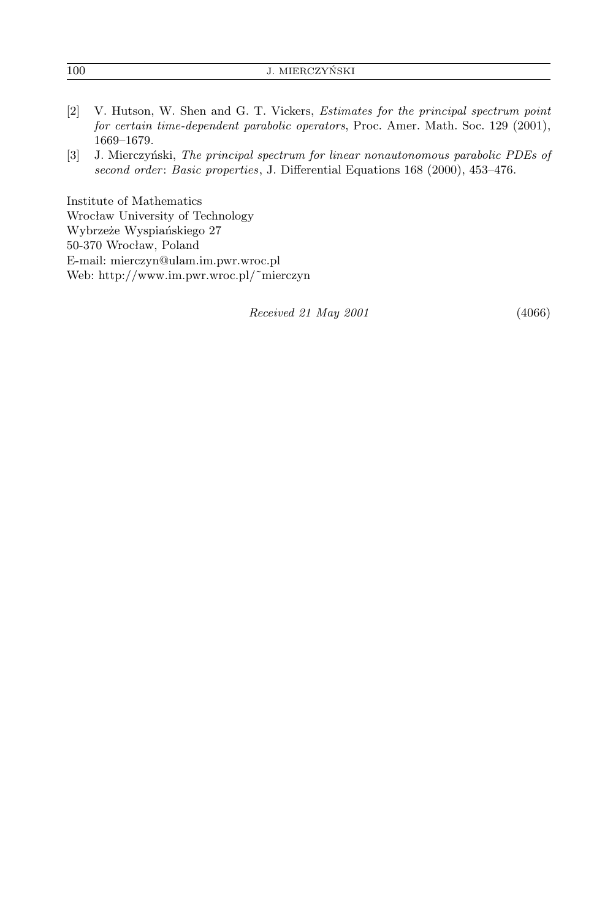[2] V. Hutson, W. Shen and G. T. Vickers, *Estimates for the principal spectrum point for certain time-dependent parabolic operators*, Proc. Amer. Math. Soc. 129 (2001), 1669–1679.

[3] J. Mierczyński, *The principal spectrum for linear nonautonomous parabolic PDEs of second order*: *Basic properties*, J. Differential Equations 168 (2000), 453–476.

Institute of Mathematics
Wrocław University of Technology
Wybrzeże Wyspiańskiego 27
50-370 Wrocław, Poland
E-mail: mierczyn@ulam.im.pwr.wroc.pl
Web: http://www.im.pwr.wroc.pl/˜mierczyn

*Received 21 May 2001* (4066)